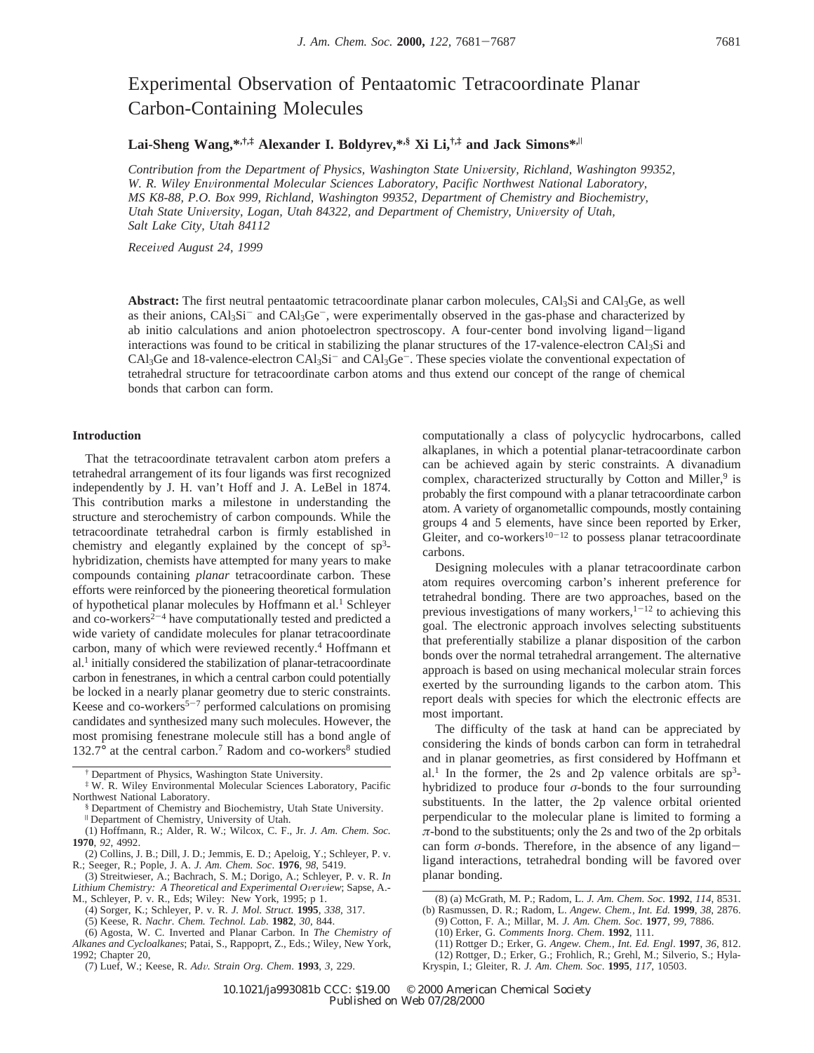# Experimental Observation of Pentaatomic Tetracoordinate Planar Carbon-Containing Molecules

**Lai-Sheng Wang,\*[†,‡] Alexander I. Boldyrev,\*[§] Xi Li,[†,‡] and Jack Simons\*[∥]**

*Contribution from the Department of Physics, Washington State University, Richland, Washington 99352, W. R. Wiley Environmental Molecular Sciences Laboratory, Pacific Northwest National Laboratory, MS K8-88, P.O. Box 999, Richland, Washington 99352, Department of Chemistry and Biochemistry, Utah State University, Logan, Utah 84322, and Department of Chemistry, University of Utah, Salt Lake City, Utah 84112*

*Received August 24, 1999*

**Abstract:** The first neutral pentaatomic tetracoordinate planar carbon molecules, $CAl_3Si$ and $CAl_3Ge$, as well as their anions, $CAl_3Si^-$ and $CAl_3Ge^-$, were experimentally observed in the gas-phase and characterized by ab initio calculations and anion photoelectron spectroscopy. A four-center bond involving ligand−ligand interactions was found to be critical in stabilizing the planar structures of the 17-valence-electron $CAl_3Si$ and $CAl_3Ge$ and 18-valence-electron $CAl_3Si^-$ and $CAl_3Ge^-$. These species violate the conventional expectation of tetrahedral structure for tetracoordinate carbon atoms and thus extend our concept of the range of chemical bonds that carbon can form.

## Introduction

That the tetracoordinate tetravalent carbon atom prefers a tetrahedral arrangement of its four ligands was first recognized independently by J. H. van't Hoff and J. A. LeBel in 1874. This contribution marks a milestone in understanding the structure and sterochemistry of carbon compounds. While the tetracoordinate tetrahedral carbon is firmly established in chemistry and elegantly explained by the concept of $sp^3$-hybridization, chemists have attempted for many years to make compounds containing *planar* tetracoordinate carbon. These efforts were reinforced by the pioneering theoretical formulation of hypothetical planar molecules by Hoffmann et al.[1] Schleyer and co-workers[2−4] have computationally tested and predicted a wide variety of candidate molecules for planar tetracoordinate carbon, many of which were reviewed recently.[4] Hoffmann et al.[1] initially considered the stabilization of planar-tetracoordinate carbon in fenestranes, in which a central carbon could potentially be locked in a nearly planar geometry due to steric constraints. Keese and co-workers[5−7] performed calculations on promising candidates and synthesized many such molecules. However, the most promising fenestrane molecule still has a bond angle of 132.7° at the central carbon.[7] Radom and co-workers[8] studied computationally a class of polycyclic hydrocarbons, called alkaplanes, in which a potential planar-tetracoordinate carbon can be achieved again by steric constraints. A divanadium complex, characterized structurally by Cotton and Miller,[9] is probably the first compound with a planar tetracoordinate carbon atom. A variety of organometallic compounds, mostly containing groups 4 and 5 elements, have since been reported by Erker, Gleiter, and co-workers[10−12] to possess planar tetracoordinate carbons.

Designing molecules with a planar tetracoordinate carbon atom requires overcoming carbon's inherent preference for tetrahedral bonding. There are two approaches, based on the previous investigations of many workers,[1−12] to achieving this goal. The electronic approach involves selecting substituents that preferentially stabilize a planar disposition of the carbon bonds over the normal tetrahedral arrangement. The alternative approach is based on using mechanical molecular strain forces exerted by the surrounding ligands to the carbon atom. This report deals with species for which the electronic effects are most important.

The difficulty of the task at hand can be appreciated by considering the kinds of bonds carbon can form in tetrahedral and in planar geometries, as first considered by Hoffmann et al.[1] In the former, the 2s and 2p valence orbitals are $sp^3$-hybridized to produce four σ-bonds to the four surrounding substituents. In the latter, the 2p valence orbital oriented perpendicular to the molecular plane is limited to forming a π-bond to the substituents; only the 2s and two of the 2p orbitals can form σ-bonds. Therefore, in the absence of any ligand−ligand interactions, tetrahedral bonding will be favored over planar bonding.

---

[†] Department of Physics, Washington State University.
[‡] W. R. Wiley Environmental Molecular Sciences Laboratory, Pacific Northwest National Laboratory.
[§] Department of Chemistry and Biochemistry, Utah State University.
[∥] Department of Chemistry, University of Utah.

(1) Hoffmann, R.; Alder, R. W.; Wilcox, C. F., Jr. *J. Am. Chem. Soc.* **1970**, *92*, 4992.
(2) Collins, J. B.; Dill, J. D.; Jemmis, E. D.; Apeloig, Y.; Schleyer, P. v. R.; Seeger, R.; Pople, J. A. *J. Am. Chem. Soc*. **1976**, *98*, 5419.
(3) Streitwieser, A.; Bachrach, S. M.; Dorigo, A.; Schleyer, P. v. R. *In Lithium Chemistry: A Theoretical and Experimental Overview*; Sapse, A.-M., Schleyer, P. v. R., Eds; Wiley: New York, 1995; p 1.
(4) Sorger, K.; Schleyer, P. v. R. *J. Mol. Struct.* **1995**, *338*, 317.
(5) Keese, R. *Nachr. Chem. Technol. Lab.* **1982**, *30*, 844.
(6) Agosta, W. C. Inverted and Planar Carbon. In *The Chemistry of Alkanes and Cycloalkanes*; Patai, S., Rappoprt, Z., Eds.; Wiley, New York, 1992; Chapter 20,
(7) Luef, W.; Keese, R. *Adv. Strain Org. Chem*. **1993**, *3*, 229.
(8) (a) McGrath, M. P.; Radom, L. *J. Am. Chem. Soc.* **1992**, *114*, 8531. (b) Rasmussen, D. R.; Radom, L. *Angew. Chem., Int. Ed.* **1999**, *38*, 2876.
(9) Cotton, F. A.; Millar, M. *J. Am. Chem. Soc.* **1977**, *99*, 7886.
(10) Erker, G. *Comments Inorg. Chem*. **1992**, 111.
(11) Rottger D.; Erker, G. *Angew. Chem., Int. Ed. Engl*. **1997**, *36*, 812.
(12) Rottger, D.; Erker, G.; Frohlich, R.; Grehl, M.; Silverio, S.; Hyla-Kryspin, I.; Gleiter, R. *J. Am. Chem. Soc.* **1995**, *117*, 10503.

10.1021/ja993081b CCC: $19.00 © 2000 American Chemical Society
Published on Web 07/28/2000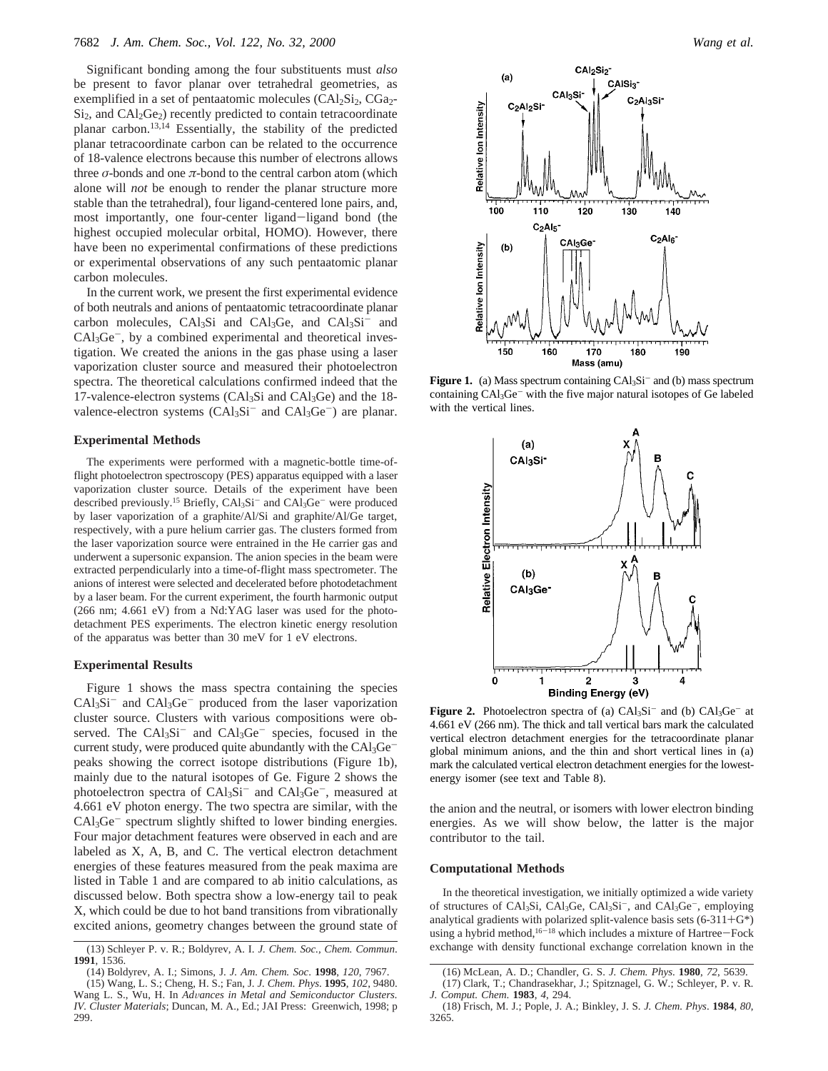Significant bonding among the four substituents must *also* be present to favor planar over tetrahedral geometries, as exemplified in a set of pentaatomic molecules ($CAl_2Si_2$, $CGa_2Si_2$, and $CAl_2Ge_2$) recently predicted to contain tetracoordinate planar carbon.[13,14] Essentially, the stability of the predicted planar tetracoordinate carbon can be related to the occurrence of 18-valence electrons because this number of electrons allows three $\sigma$-bonds and one $\pi$-bond to the central carbon atom (which alone will *not* be enough to render the planar structure more stable than the tetrahedral), four ligand-centered lone pairs, and, most importantly, one four-center ligand–ligand bond (the highest occupied molecular orbital, HOMO). However, there have been no experimental confirmations of these predictions or experimental observations of any such pentaatomic planar carbon molecules.

In the current work, we present the first experimental evidence of both neutrals and anions of pentaatomic tetracoordinate planar carbon molecules, $CAl_3Si$ and $CAl_3Ge$, and $CAl_3Si^-$ and $CAl_3Ge^-$, by a combined experimental and theoretical investigation. We created the anions in the gas phase using a laser vaporization cluster source and measured their photoelectron spectra. The theoretical calculations confirmed indeed that the 17-valence-electron systems ($CAl_3Si$ and $CAl_3Ge$) and the 18-valence-electron systems ($CAl_3Si^-$ and $CAl_3Ge^-$) are planar.

## Experimental Methods

The experiments were performed with a magnetic-bottle time-of-flight photoelectron spectroscopy (PES) apparatus equipped with a laser vaporization cluster source. Details of the experiment have been described previously.[15] Briefly, $CAl_3Si^-$ and $CAl_3Ge^-$ were produced by laser vaporization of a graphite/Al/Si and graphite/Al/Ge target, respectively, with a pure helium carrier gas. The clusters formed from the laser vaporization source were entrained in the He carrier gas and underwent a supersonic expansion. The anion species in the beam were extracted perpendicularly into a time-of-flight mass spectrometer. The anions of interest were selected and decelerated before photodetachment by a laser beam. For the current experiment, the fourth harmonic output (266 nm; 4.661 eV) from a Nd:YAG laser was used for the photodetachment PES experiments. The electron kinetic energy resolution of the apparatus was better than 30 meV for 1 eV electrons.

## Experimental Results

Figure 1 shows the mass spectra containing the species $CAl_3Si^-$ and $CAl_3Ge^-$ produced from the laser vaporization cluster source. Clusters with various compositions were observed. The $CAl_3Si^-$ and $CAl_3Ge^-$ species, focused in the current study, were produced quite abundantly with the $CAl_3Ge^-$ peaks showing the correct isotope distributions (Figure 1b), mainly due to the natural isotopes of Ge. Figure 2 shows the photoelectron spectra of $CAl_3Si^-$ and $CAl_3Ge^-$, measured at 4.661 eV photon energy. The two spectra are similar, with the $CAl_3Ge^-$ spectrum slightly shifted to lower binding energies. Four major detachment features were observed in each and are labeled as X, A, B, and C. The vertical electron detachment energies of these features measured from the peak maxima are listed in Table 1 and are compared to ab initio calculations, as discussed below. Both spectra show a low-energy tail to peak X, which could be due to hot band transitions from vibrationally excited anions, geometry changes between the ground state of the anion and the neutral, or isomers with lower electron binding energies. As we will show below, the latter is the major contributor to the tail.

**Figure 1.** (a) Mass spectrum containing $CAl_3Si^-$ and (b) mass spectrum containing $CAl_3Ge^-$ with the five major natural isotopes of Ge labeled with the vertical lines.

**Figure 2.** Photoelectron spectra of (a) $CAl_3Si^-$ and (b) $CAl_3Ge^-$ at 4.661 eV (266 nm). The thick and tall vertical bars mark the calculated vertical electron detachment energies for the tetracoordinate planar global minimum anions, and the thin and short vertical lines in (a) mark the calculated vertical electron detachment energies for the lowest-energy isomer (see text and Table 8).

## Computational Methods

In the theoretical investigation, we initially optimized a wide variety of structures of $CAl_3Si$, $CAl_3Ge$, $CAl_3Si^-$, and $CAl_3Ge^-$, employing analytical gradients with polarized split-valence basis sets (6-311+G*) using a hybrid method,[16–18] which includes a mixture of Hartree–Fock exchange with density functional exchange correlation known in the

(13) Schleyer P. v. R.; Boldyrev, A. I. *J. Chem. Soc., Chem. Commun.* **1991**, 1536.

(14) Boldyrev, A. I.; Simons, J. *J. Am. Chem. Soc.* **1998**, *120*, 7967.

(15) Wang, L. S.; Cheng, H. S.; Fan, J. *J. Chem. Phys.* **1995**, *102*, 9480. Wang L. S., Wu, H. In *Advances in Metal and Semiconductor Clusters. IV. Cluster Materials*; Duncan, M. A., Ed.; JAI Press: Greenwich, 1998; p 299.

(16) McLean, A. D.; Chandler, G. S. *J. Chem. Phys.* **1980**, *72*, 5639.

(17) Clark, T.; Chandrasekhar, J.; Spitznagel, G. W.; Schleyer, P. v. R. *J. Comput. Chem.* **1983**, *4*, 294.

(18) Frisch, M. J.; Pople, J. A.; Binkley, J. S. *J. Chem. Phys.* **1984**, *80*, 3265.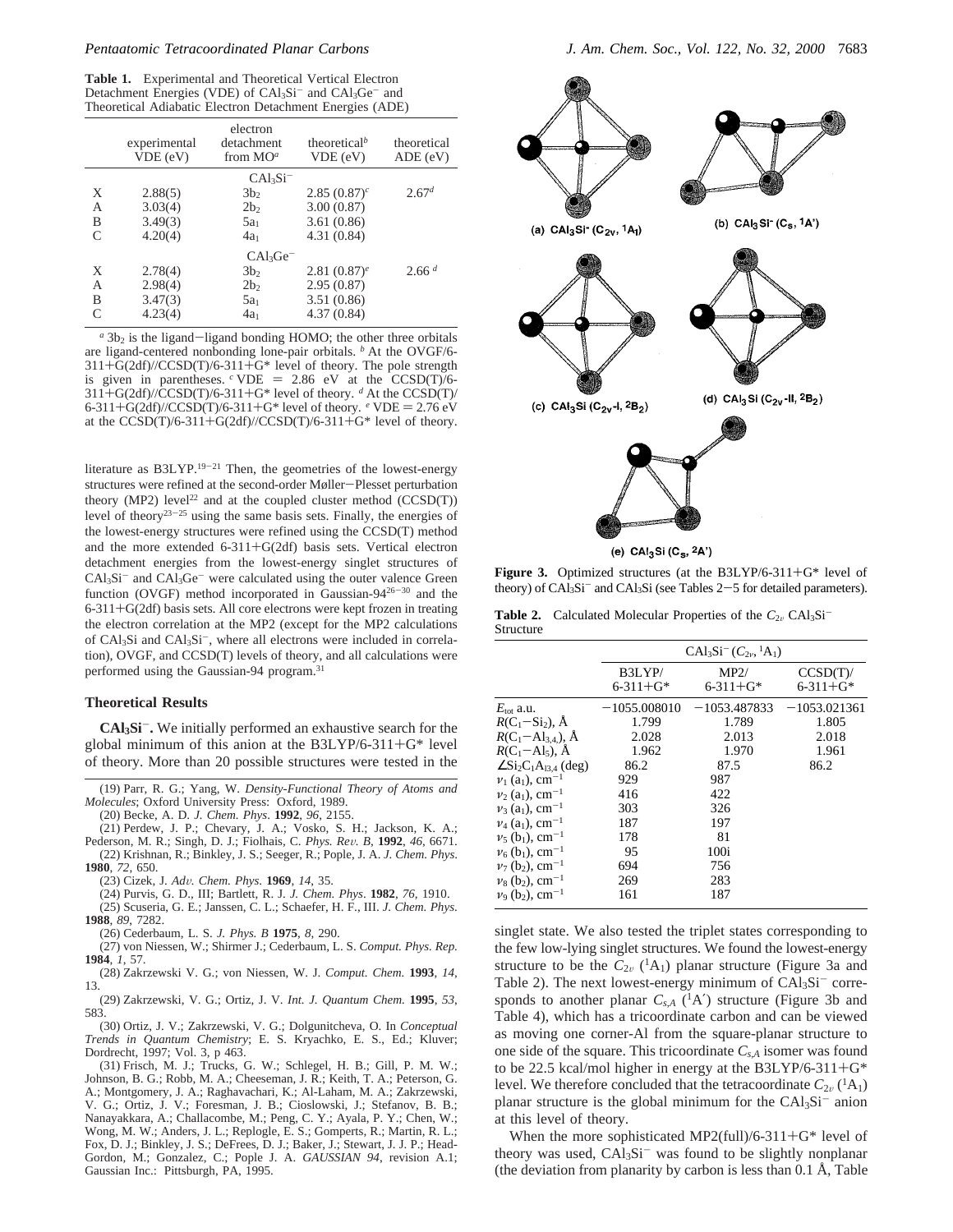**Table 1.** Experimental and Theoretical Vertical Electron Detachment Energies (VDE) of $CAl_3Si^-$ and $CAl_3Ge^-$ and Theoretical Adiabatic Electron Detachment Energies (ADE)

| | experimental VDE (eV) | electron detachment from MO[a] | theoretical[b] VDE (eV) | theoretical ADE (eV) |
|---|---|---|---|---|
| | | $CAl_3Si^-$ | | |
| X | 2.88(5) | $3b_2$ | 2.85 (0.87)[c] | 2.67[d] |
| A | 3.03(4) | $2b_2$ | 3.00 (0.87) | |
| B | 3.49(3) | $5a_1$ | 3.61 (0.86) | |
| C | 4.20(4) | $4a_1$ | 4.31 (0.84) | |
| | | $CAl_3Ge^-$ | | |
| X | 2.78(4) | $3b_2$ | 2.81 (0.87)[e] | 2.66 [d] |
| A | 2.98(4) | $2b_2$ | 2.95 (0.87) | |
| B | 3.47(3) | $5a_1$ | 3.51 (0.86) | |
| C | 4.23(4) | $4a_1$ | 4.37 (0.84) | |

[a] $3b_2$ is the ligand−ligand bonding HOMO; the other three orbitals are ligand-centered nonbonding lone-pair orbitals. [b] At the OVGF/6-311+G(2df)//CCSD(T)/6-311+G* level of theory. The pole strength is given in parentheses. [c] VDE = 2.86 eV at the CCSD(T)/6-311+G(2df)//CCSD(T)/6-311+G* level of theory. [d] At the CCSD(T)/6-311+G(2df)//CCSD(T)/6-311+G* level of theory. [e] VDE = 2.76 eV at the CCSD(T)/6-311+G(2df)//CCSD(T)/6-311+G* level of theory.

literature as B3LYP.[19−21] Then, the geometries of the lowest-energy structures were refined at the second-order Møller−Plesset perturbation theory (MP2) level[22] and at the coupled cluster method (CCSD(T)) level of theory[23−25] using the same basis sets. Finally, the energies of the lowest-energy structures were refined using the CCSD(T) method and the more extended 6-311+G(2df) basis sets. Vertical electron detachment energies from the lowest-energy singlet structures of $CAl_3Si^-$ and $CAl_3Ge^-$ were calculated using the outer valence Green function (OVGF) method incorporated in Gaussian-94[26−30] and the 6-311+G(2df) basis sets. All core electrons were kept frozen in treating the electron correlation at the MP2 (except for the MP2 calculations of $CAl_3Si$ and $CAl_3Si^-$, where all electrons were included in correlation), OVGF, and CCSD(T) levels of theory, and all calculations were performed using the Gaussian-94 program.[31]

## Theoretical Results

**$CAl_3Si^-$.** We initially performed an exhaustive search for the global minimum of this anion at the B3LYP/6-311+G* level of theory. More than 20 possible structures were tested in the singlet state. We also tested the triplet states corresponding to the few low-lying singlet structures. We found the lowest-energy structure to be the $C_{2v}$ ($^1A_1$) planar structure (Figure 3a and Table 2). The next lowest-energy minimum of $CAl_3Si^-$ corresponds to another planar $C_{s,A}$ ($^1A'$) structure (Figure 3b and Table 4), which has a tricoordinate carbon and can be viewed as moving one corner-Al from the square-planar structure to one side of the square. This tricoordinate $C_{s,A}$ isomer was found to be 22.5 kcal/mol higher in energy at the B3LYP/6-311+G* level. We therefore concluded that the tetracoordinate $C_{2v}$ ($^1A_1$) planar structure is the global minimum for the $CAl_3Si^-$ anion at this level of theory.

When the more sophisticated MP2(full)/6-311+G* level of theory was used, $CAl_3Si^-$ was found to be slightly nonplanar (the deviation from planarity by carbon is less than 0.1 Å, Table

(a) $CAl_3Si^-$ ($C_{2v}$, $^1A_1$) (b) $CAl_3Si^-$ ($C_s$, $^1A'$) (c) $CAl_3Si$ ($C_{2v}$-I, $^2B_2$) (d) $CAl_3Si$ ($C_{2v}$-II, $^2B_2$) (e) $CAl_3Si$ ($C_s$, $^2A'$)

**Figure 3.** Optimized structures (at the B3LYP/6-311+G* level of theory) of $CAl_3Si^-$ and $CAl_3Si$ (see Tables 2−5 for detailed parameters).

**Table 2.** Calculated Molecular Properties of the $C_{2v}$ $CAl_3Si^-$ Structure

| | $CAl_3Si^-$ ($C_{2v}$, $^1A_1$) | | |
|---|---|---|---|
| | B3LYP/ 6-311+G* | MP2/ 6-311+G* | CCSD(T)/ 6-311+G* |
| $E_{tot}$ a.u. | −1055.008010 | −1053.487833 | −1053.021361 |
| $R(C_1-Si_2)$, Å | 1.799 | 1.789 | 1.805 |
| $R(C_1-Al_{3,4})$, Å | 2.028 | 2.013 | 2.018 |
| $R(C_1-Al_5)$, Å | 1.962 | 1.970 | 1.961 |
| $\angle Si_2C_1Al_{3,4}$ (deg) | 86.2 | 87.5 | 86.2 |
| $\nu_1$ ($a_1$), cm$^{-1}$ | 929 | 987 | |
| $\nu_2$ ($a_1$), cm$^{-1}$ | 416 | 422 | |
| $\nu_3$ ($a_1$), cm$^{-1}$ | 303 | 326 | |
| $\nu_4$ ($a_1$), cm$^{-1}$ | 187 | 197 | |
| $\nu_5$ ($b_1$), cm$^{-1}$ | 178 | 81 | |
| $\nu_6$ ($b_1$), cm$^{-1}$ | 95 | 100i | |
| $\nu_7$ ($b_2$), cm$^{-1}$ | 694 | 756 | |
| $\nu_8$ ($b_2$), cm$^{-1}$ | 269 | 283 | |
| $\nu_9$ ($b_2$), cm$^{-1}$ | 161 | 187 | |

(19) Parr, R. G.; Yang, W. *Density-Functional Theory of Atoms and Molecules*; Oxford University Press: Oxford, 1989.
(20) Becke, A. D. *J. Chem. Phys.* **1992**, *96*, 2155.
(21) Perdew, J. P.; Chevary, J. A.; Vosko, S. H.; Jackson, K. A.; Pederson, M. R.; Singh, D. J.; Fiolhais, C. *Phys. Rev. B*, **1992**, *46*, 6671.
(22) Krishnan, R.; Binkley, J. S.; Seeger, R.; Pople, J. A. *J. Chem. Phys.* **1980**, *72*, 650.
(23) Cizek, J. *Adv. Chem. Phys.* **1969**, *14*, 35.
(24) Purvis, G. D., III; Bartlett, R. J. *J. Chem. Phys.* **1982**, *76*, 1910.
(25) Scuseria, G. E.; Janssen, C. L.; Schaefer, H. F., III. *J. Chem. Phys.* **1988**, *89*, 7282.
(26) Cederbaum, L. S. *J. Phys. B* **1975**, *8*, 290.
(27) von Niessen, W.; Shirmer J.; Cederbaum, L. S. *Comput. Phys. Rep.* **1984**, *1*, 57.
(28) Zakrzewski V. G.; von Niessen, W. J. *Comput. Chem.* **1993**, *14*, 13.
(29) Zakrzewski, V. G.; Ortiz, J. V. *Int. J. Quantum Chem.* **1995**, *53*, 583.
(30) Ortiz, J. V.; Zakrzewski, V. G.; Dolgunitcheva, O. In *Conceptual Trends in Quantum Chemistry*; E. S. Kryachko, E. S., Ed.; Kluver; Dordrecht, 1997; Vol. 3, p 463.
(31) Frisch, M. J.; Trucks, G. W.; Schlegel, H. B.; Gill, P. M. W.; Johnson, B. G.; Robb, M. A.; Cheeseman, J. R.; Keith, T. A.; Peterson, G. A.; Montgomery, J. A.; Raghavachari, K.; Al-Laham, M. A.; Zakrzewski, V. G.; Ortiz, J. V.; Foresman, J. B.; Cioslowski, J.; Stefanov, B. B.; Nanayakkara, A.; Challacombe, M.; Peng, C. Y.; Ayala, P. Y.; Chen, W.; Wong, M. W.; Anders, J. L.; Replogle, E. S.; Gomperts, R.; Martin, R. L.; Fox, D. J.; Binkley, J. S.; DeFrees, D. J.; Baker, J.; Stewart, J. J. P.; Head-Gordon, M.; Gonzalez, C.; Pople J. A. *GAUSSIAN 94*, revision A.1; Gaussian Inc.: Pittsburgh, PA, 1995.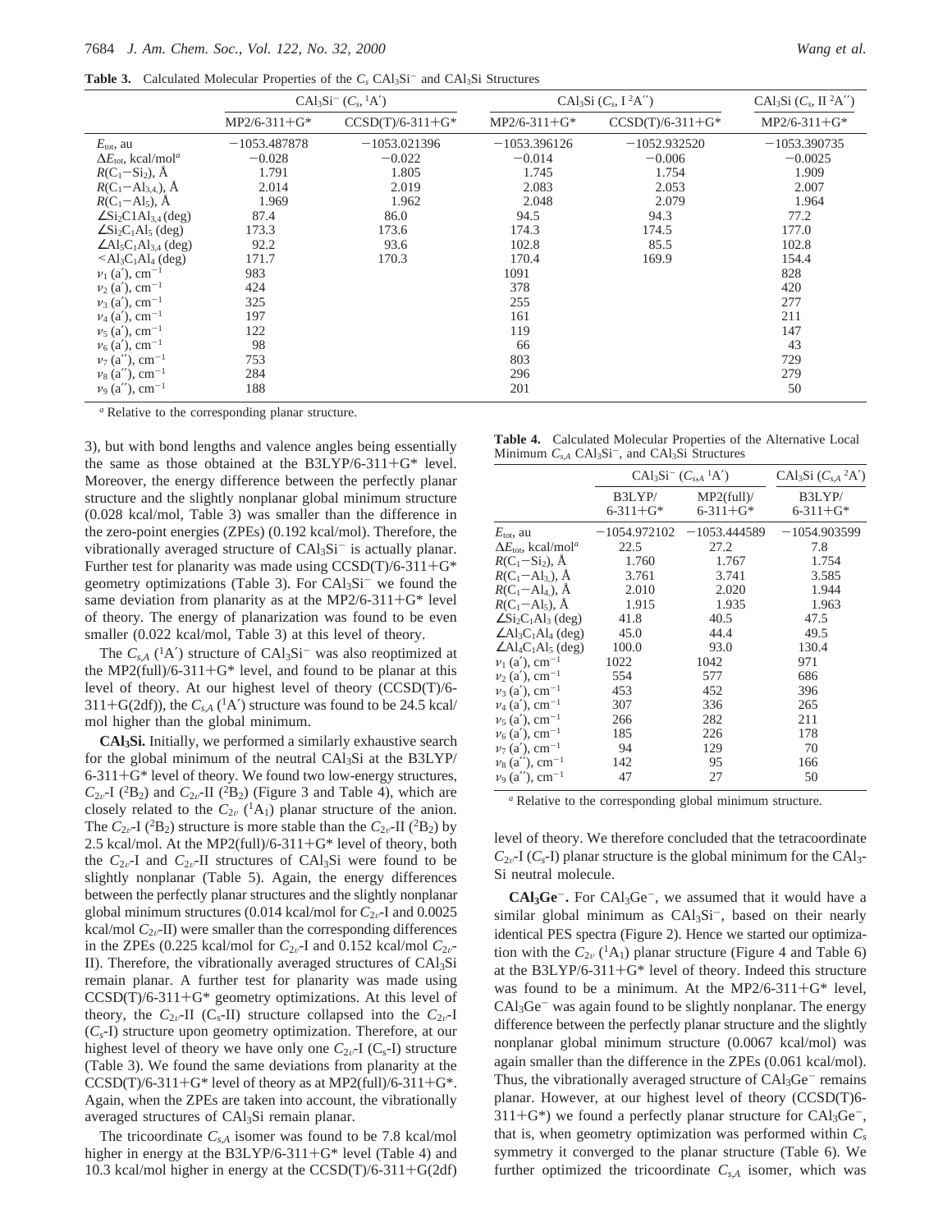**Table 3.** Calculated Molecular Properties of the $C_s$ $CAl_3Si^-$ and $CAl_3Si$ Structures

| | $CAl_3Si^-$ ($C_s$, $^1A'$) | | $CAl_3Si$ ($C_s$, I $^2A''$) | | $CAl_3Si$ ($C_s$, II $^2A''$) |
|---|---|---|---|---|---|
| | MP2/6-311+G* | CCSD(T)/6-311+G* | MP2/6-311+G* | CCSD(T)/6-311+G* | MP2/6-311+G* |
| $E_{tot}$, au | −1053.487878 | −1053.021396 | −1053.396126 | −1052.932520 | −1053.390735 |
| $\Delta E_{tot}$, kcal/mol[a] | −0.028 | −0.022 | −0.014 | −0.006 | −0.0025 |
| $R(C_1-Si_2)$, Å | 1.791 | 1.805 | 1.745 | 1.754 | 1.909 |
| $R(C_1-Al_{3,4})$, Å | 2.014 | 2.019 | 2.083 | 2.053 | 2.007 |
| $R(C_1-Al_5)$, Å | 1.969 | 1.962 | 2.048 | 2.079 | 1.964 |
| $\angle Si_2C1Al_{3,4}$ (deg) | 87.4 | 86.0 | 94.5 | 94.3 | 77.2 |
| $\angle Si_2C_1Al_5$ (deg) | 173.3 | 173.6 | 174.3 | 174.5 | 177.0 |
| $\angle Al_5C_1Al_{3,4}$ (deg) | 92.2 | 93.6 | 102.8 | 85.5 | 102.8 |
| $<Al_3C_1Al_4$ (deg) | 171.7 | 170.3 | 170.4 | 169.9 | 154.4 |
| $\nu_1$ (a′), cm$^{-1}$ | 983 | | 1091 | | 828 |
| $\nu_2$ (a′), cm$^{-1}$ | 424 | | 378 | | 420 |
| $\nu_3$ (a′), cm$^{-1}$ | 325 | | 255 | | 277 |
| $\nu_4$ (a′), cm$^{-1}$ | 197 | | 161 | | 211 |
| $\nu_5$ (a′), cm$^{-1}$ | 122 | | 119 | | 147 |
| $\nu_6$ (a′), cm$^{-1}$ | 98 | | 66 | | 43 |
| $\nu_7$ (a″), cm$^{-1}$ | 753 | | 803 | | 729 |
| $\nu_8$ (a″), cm$^{-1}$ | 284 | | 296 | | 279 |
| $\nu_9$ (a″), cm$^{-1}$ | 188 | | 201 | | 50 |

[a] Relative to the corresponding planar structure.

3), but with bond lengths and valence angles being essentially the same as those obtained at the B3LYP/6-311+G* level. Moreover, the energy difference between the perfectly planar structure and the slightly nonplanar global minimum structure (0.028 kcal/mol, Table 3) was smaller than the difference in the zero-point energies (ZPEs) (0.192 kcal/mol). Therefore, the vibrationally averaged structure of $CAl_3Si^-$ is actually planar. Further test for planarity was made using CCSD(T)/6-311+G* geometry optimizations (Table 3). For $CAl_3Si^-$ we found the same deviation from planarity as at the MP2/6-311+G* level of theory. The energy of planarization was found to be even smaller (0.022 kcal/mol, Table 3) at this level of theory.

The $C_{s,A}$ ($^1A'$) structure of $CAl_3Si^-$ was also reoptimized at the MP2(full)/6-311+G* level, and found to be planar at this level of theory. At our highest level of theory (CCSD(T)/6-311+G(2df)), the $C_{s,A}$ ($^1A'$) structure was found to be 24.5 kcal/mol higher than the global minimum.

**$CAl_3Si$.** Initially, we performed a similarly exhaustive search for the global minimum of the neutral $CAl_3Si$ at the B3LYP/6-311+G* level of theory. We found two low-energy structures, $C_{2v}$-I ($^2B_2$) and $C_{2v}$-II ($^2B_2$) (Figure 3 and Table 4), which are closely related to the $C_{2v}$ ($^1A_1$) planar structure of the anion. The $C_{2v}$-I ($^2B_2$) structure is more stable than the $C_{2v}$-II ($^2B_2$) by 2.5 kcal/mol. At the MP2(full)/6-311+G* level of theory, both the $C_{2v}$-I and $C_{2v}$-II structures of $CAl_3Si$ were found to be slightly nonplanar (Table 5). Again, the energy differences between the perfectly planar structures and the slightly nonplanar global minimum structures (0.014 kcal/mol for $C_{2v}$-I and 0.0025 kcal/mol $C_{2v}$-II) were smaller than the corresponding differences in the ZPEs (0.225 kcal/mol for $C_{2v}$-I and 0.152 kcal/mol $C_{2v}$-II). Therefore, the vibrationally averaged structures of $CAl_3Si$ remain planar. A further test for planarity was made using CCSD(T)/6-311+G* geometry optimizations. At this level of theory, the $C_{2v}$-II ($C_s$-II) structure collapsed into the $C_{2v}$-I ($C_s$-I) structure upon geometry optimization. Therefore, at our highest level of theory we have only one $C_{2v}$-I ($C_s$-I) structure (Table 3). We found the same deviations from planarity at the CCSD(T)/6-311+G* level of theory as at MP2(full)/6-311+G*. Again, when the ZPEs are taken into account, the vibrationally averaged structures of $CAl_3Si$ remain planar.

The tricoordinate $C_{s,A}$ isomer was found to be 7.8 kcal/mol higher in energy at the B3LYP/6-311+G* level (Table 4) and 10.3 kcal/mol higher in energy at the CCSD(T)/6-311+G(2df) level of theory. We therefore concluded that the tetracoordinate $C_{2v}$-I ($C_s$-I) planar structure is the global minimum for the $CAl_3Si$ neutral molecule.

**Table 4.** Calculated Molecular Properties of the Alternative Local Minimum $C_{s,A}$ $CAl_3Si^-$, and $CAl_3Si$ Structures

| | $CAl_3Si^-$ ($C_{s,A}$ $^1A'$) | | $CAl_3Si$ ($C_{s,A}$ $^2A'$) |
|---|---|---|---|
| | B3LYP/ 6-311+G* | MP2(full)/ 6-311+G* | B3LYP/ 6-311+G* |
| $E_{tot}$, au | −1054.972102 | −1053.444589 | −1054.903599 |
| $\Delta E_{tot}$, kcal/mol[a] | 22.5 | 27.2 | 7.8 |
| $R(C_1-Si_2)$, Å | 1.760 | 1.767 | 1.754 |
| $R(C_1-Al_3)$, Å | 3.761 | 3.741 | 3.585 |
| $R(C_1-Al_4)$, Å | 2.010 | 2.020 | 1.944 |
| $R(C_1-Al_5)$, Å | 1.915 | 1.935 | 1.963 |
| $\angle Si_2C_1Al_3$ (deg) | 41.8 | 40.5 | 47.5 |
| $\angle Al_3C_1Al_4$ (deg) | 45.0 | 44.4 | 49.5 |
| $\angle Al_4C_1Al_5$ (deg) | 100.0 | 93.0 | 130.4 |
| $\nu_1$ (a′), cm$^{-1}$ | 1022 | 1042 | 971 |
| $\nu_2$ (a′), cm$^{-1}$ | 554 | 577 | 686 |
| $\nu_3$ (a′), cm$^{-1}$ | 453 | 452 | 396 |
| $\nu_4$ (a′), cm$^{-1}$ | 307 | 336 | 265 |
| $\nu_5$ (a′), cm$^{-1}$ | 266 | 282 | 211 |
| $\nu_6$ (a′), cm$^{-1}$ | 185 | 226 | 178 |
| $\nu_7$ (a′), cm$^{-1}$ | 94 | 129 | 70 |
| $\nu_8$ (a″), cm$^{-1}$ | 142 | 95 | 166 |
| $\nu_9$ (a″), cm$^{-1}$ | 47 | 27 | 50 |

[a] Relative to the corresponding global minimum structure.

**$CAl_3Ge^-$.** For $CAl_3Ge^-$, we assumed that it would have a similar global minimum as $CAl_3Si^-$, based on their nearly identical PES spectra (Figure 2). Hence we started our optimization with the $C_{2v}$ ($^1A_1$) planar structure (Figure 4 and Table 6) at the B3LYP/6-311+G* level of theory. Indeed this structure was found to be a minimum. At the MP2/6-311+G* level, $CAl_3Ge^-$ was again found to be slightly nonplanar. The energy difference between the perfectly planar structure and the slightly nonplanar global minimum structure (0.0067 kcal/mol) was again smaller than the difference in the ZPEs (0.061 kcal/mol). Thus, the vibrationally averaged structure of $CAl_3Ge^-$ remains planar. However, at our highest level of theory (CCSD(T)6-311+G*) we found a perfectly planar structure for $CAl_3Ge^-$, that is, when geometry optimization was performed within $C_s$ symmetry it converged to the planar structure (Table 6). We further optimized the tricoordinate $C_{s,A}$ isomer, which was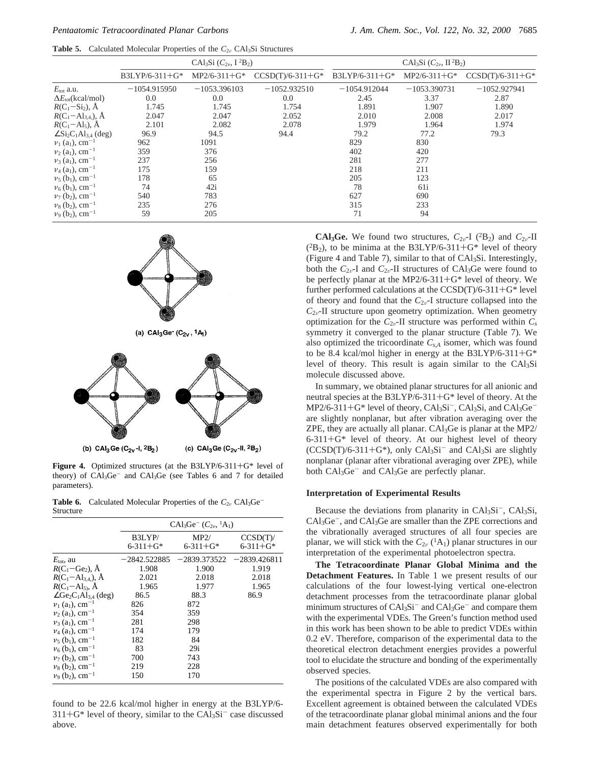**Table 5.** Calculated Molecular Properties of the $C_{2v}$ $CAl_3Si$ Structures

| | $CAl_3Si$ ($C_{2v}$, I $^2B_2$) | | | $CAl_3Si$ ($C_{2v}$, II $^2B_2$) | | |
|---|---|---|---|---|---|---|
| | B3LYP/6-311+G* | MP2/6-311+G* | CCSD(T)/6-311+G* | B3LYP/6-311+G* | MP2/6-311+G* | CCSD(T)/6-311+G* |
| $E_{tot}$ a.u. | −1054.915950 | −1053.396103 | −1052.932510 | −1054.912044 | −1053.390731 | −1052.927941 |
| $\Delta E_{tot}$(kcal/mol) | 0.0 | 0.0 | 0.0 | 2.45 | 3.37 | 2.87 |
| $R(C_1-Si_2)$, Å | 1.745 | 1.745 | 1.754 | 1.891 | 1.907 | 1.890 |
| $R(C_1-Al_{3,4})$, Å | 2.047 | 2.047 | 2.052 | 2.010 | 2.008 | 2.017 |
| $R(C_1-Al_5)$, Å | 2.101 | 2.082 | 2.078 | 1.979 | 1.964 | 1.974 |
| $\angle Si_2C_1Al_{3,4}$ (deg) | 96.9 | 94.5 | 94.4 | 79.2 | 77.2 | 79.3 |
| $\nu_1$ ($a_1$), $cm^{-1}$ | 962 | 1091 | | 829 | 830 | |
| $\nu_2$ ($a_1$), $cm^{-1}$ | 359 | 376 | | 402 | 420 | |
| $\nu_3$ ($a_1$), $cm^{-1}$ | 237 | 256 | | 281 | 277 | |
| $\nu_4$ ($a_1$), $cm^{-1}$ | 175 | 159 | | 218 | 211 | |
| $\nu_5$ ($b_1$), $cm^{-1}$ | 178 | 65 | | 205 | 123 | |
| $\nu_6$ ($b_1$), $cm^{-1}$ | 74 | 42i | | 78 | 61i | |
| $\nu_7$ ($b_2$), $cm^{-1}$ | 540 | 783 | | 627 | 690 | |
| $\nu_8$ ($b_2$), $cm^{-1}$ | 235 | 276 | | 315 | 233 | |
| $\nu_9$ ($b_2$), $cm^{-1}$ | 59 | 205 | | 71 | 94 | |

(a) $CAl_3Ge^-$ ($C_{2v}$, $^1A_1$)

(b) $CAl_3Ge$ ($C_{2v}$-I, $^2B_2$) (c) $CAl_3Ge$ ($C_{2v}$-II, $^2B_2$)

**Figure 4.** Optimized structures (at the B3LYP/6-311+G* level of theory) of $CAl_3Ge^-$ and $CAl_3Ge$ (see Tables 6 and 7 for detailed parameters).

**Table 6.** Calculated Molecular Properties of the $C_{2v}$ $CAl_3Ge^-$ Structure

| | $CAl_3Ge^-$ ($C_{2v}$, $^1A_1$) | | |
|---|---|---|---|
| | B3LYP/ 6-311+G* | MP2/ 6-311+G* | CCSD(T)/ 6-311+G* |
| $E_{tot}$, au | −2842.522885 | −2839.373522 | −2839.426811 |
| $R(C_1-Ge_2)$, Å | 1.908 | 1.900 | 1.919 |
| $R(C_1-Al_{3,4})$, Å | 2.021 | 2.018 | 2.018 |
| $R(C_1-Al_5)$, Å | 1.965 | 1.977 | 1.965 |
| $\angle Ge_2C_1Al_{3,4}$ (deg) | 86.5 | 88.3 | 86.9 |
| $\nu_1$ ($a_1$), $cm^{-1}$ | 826 | 872 | |
| $\nu_2$ ($a_1$), $cm^{-1}$ | 354 | 359 | |
| $\nu_3$ ($a_1$), $cm^{-1}$ | 281 | 298 | |
| $\nu_4$ ($a_1$), $cm^{-1}$ | 174 | 179 | |
| $\nu_5$ ($b_1$), $cm^{-1}$ | 182 | 84 | |
| $\nu_6$ ($b_1$), $cm^{-1}$ | 83 | 29i | |
| $\nu_7$ ($b_2$), $cm^{-1}$ | 700 | 743 | |
| $\nu_8$ ($b_2$), $cm^{-1}$ | 219 | 228 | |
| $\nu_9$ ($b_2$), $cm^{-1}$ | 150 | 170 | |

found to be 22.6 kcal/mol higher in energy at the B3LYP/6-311+G* level of theory, similar to the $CAl_3Si^-$ case discussed above.

**$CAl_3Ge$.** We found two structures, $C_{2v}$-I ($^2B_2$) and $C_{2v}$-II ($^2B_2$), to be minima at the B3LYP/6-311+G* level of theory (Figure 4 and Table 7), similar to that of $CAl_3Si$. Interestingly, both the $C_{2v}$-I and $C_{2v}$-II structures of $CAl_3Ge$ were found to be perfectly planar at the MP2/6-311+G* level of theory. We further performed calculations at the CCSD(T)/6-311+G* level of theory and found that the $C_{2v}$-I structure collapsed into the $C_{2v}$-II structure upon geometry optimization. When geometry optimization for the $C_{2v}$-II structure was performed within $C_s$ symmetry it converged to the planar structure (Table 7). We also optimized the tricoordinate $C_{s,A}$ isomer, which was found to be 8.4 kcal/mol higher in energy at the B3LYP/6-311+G* level of theory. This result is again similar to the $CAl_3Si$ molecule discussed above.

In summary, we obtained planar structures for all anionic and neutral species at the B3LYP/6-311+G* level of theory. At the MP2/6-311+G* level of theory, $CAl_3Si^-$, $CAl_3Si$, and $CAl_3Ge^-$ are slightly nonplanar, but after vibration averaging over the ZPE, they are actually all planar. $CAl_3Ge$ is planar at the MP2/6-311+G* level of theory. At our highest level of theory (CCSD(T)/6-311+G*), only $CAl_3Si^-$ and $CAl_3Si$ are slightly nonplanar (planar after vibrational averaging over ZPE), while both $CAl_3Ge^-$ and $CAl_3Ge$ are perfectly planar.

## Interpretation of Experimental Results

Because the deviations from planarity in $CAl_3Si^-$, $CAl_3Si$, $CAl_3Ge^-$, and $CAl_3Ge$ are smaller than the ZPE corrections and the vibrationally averaged structures of all four species are planar, we will stick with the $C_{2v}$ ($^1A_1$) planar structures in our interpretation of the experimental photoelectron spectra.

**The Tetracoordinate Planar Global Minima and the Detachment Features.** In Table 1 we present results of our calculations of the four lowest-lying vertical one-electron detachment processes from the tetracoordinate planar global minimum structures of $CAl_3Si^-$ and $CAl_3Ge^-$ and compare them with the experimental VDEs. The Green's function method used in this work has been shown to be able to predict VDEs within 0.2 eV. Therefore, comparison of the experimental data to the theoretical electron detachment energies provides a powerful tool to elucidate the structure and bonding of the experimentally observed species.

The positions of the calculated VDEs are also compared with the experimental spectra in Figure 2 by the vertical bars. Excellent agreement is obtained between the calculated VDEs of the tetracoordinate planar global minimal anions and the four main detachment features observed experimentally for both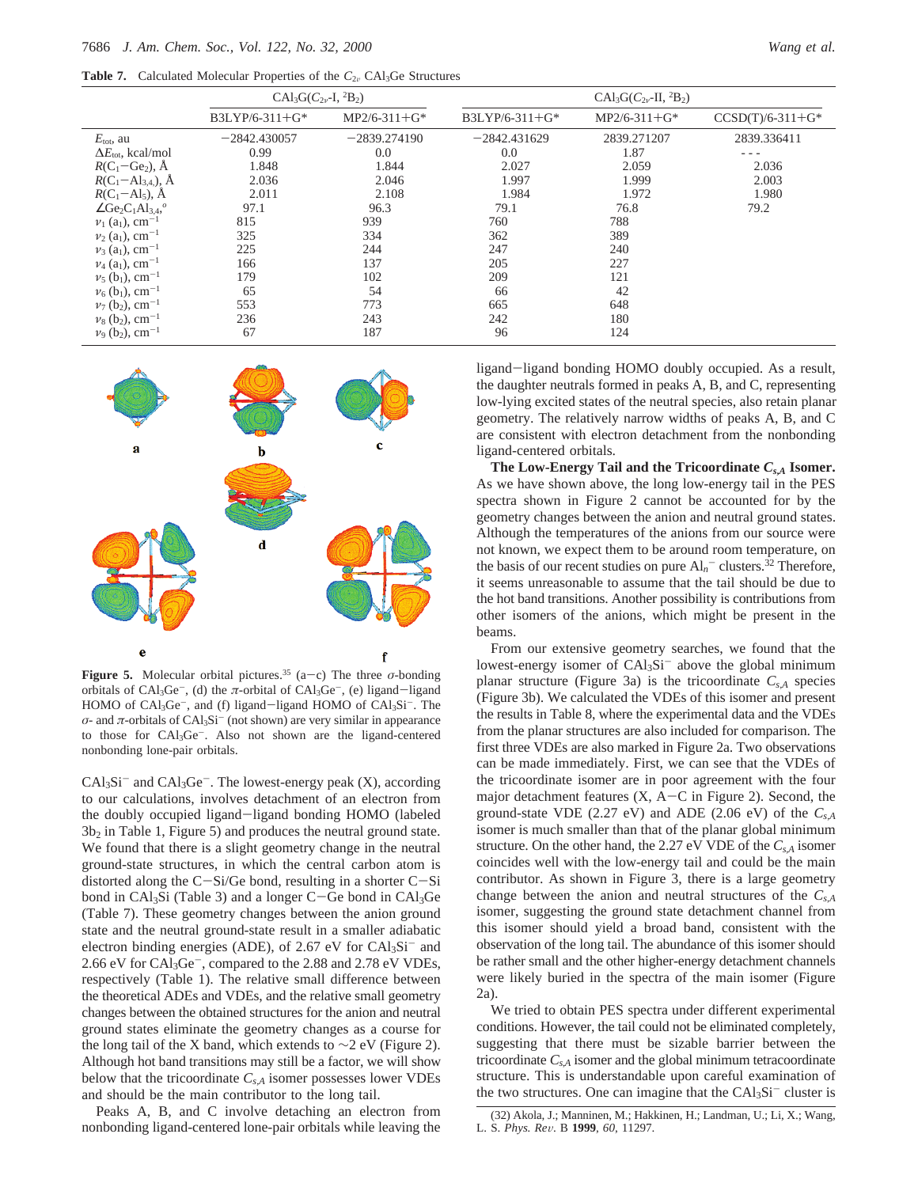**Table 7.** Calculated Molecular Properties of the $C_{2v}$ $CAl_3Ge$ Structures

| | $CAl_3G(C_{2v}$-I, $^2B_2)$ | | $CAl_3G(C_{2v}$-II, $^2B_2)$ | | |
|---|---|---|---|---|---|
| | B3LYP/6-311+G* | MP2/6-311+G* | B3LYP/6-311+G* | MP2/6-311+G* | CCSD(T)/6-311+G* |
| $E_{tot}$, au | −2842.430057 | −2839.274190 | −2842.431629 | 2839.271207 | 2839.336411 |
| $\Delta E_{tot}$, kcal/mol | 0.99 | 0.0 | 0.0 | 1.87 | - - - |
| $R(C_1-Ge_2)$, Å | 1.848 | 1.844 | 2.027 | 2.059 | 2.036 |
| $R(C_1-Al_{3,4,})$, Å | 2.036 | 2.046 | 1.997 | 1.999 | 2.003 |
| $R(C_1-Al_5)$, Å | 2.011 | 2.108 | 1.984 | 1.972 | 1.980 |
| $\angle Ge_2C_1Al_{3,4}$,° | 97.1 | 96.3 | 79.1 | 76.8 | 79.2 |
| $\nu_1$ ($a_1$), cm$^{-1}$ | 815 | 939 | 760 | 788 | |
| $\nu_2$ ($a_1$), cm$^{-1}$ | 325 | 334 | 362 | 389 | |
| $\nu_3$ ($a_1$), cm$^{-1}$ | 225 | 244 | 247 | 240 | |
| $\nu_4$ ($a_1$), cm$^{-1}$ | 166 | 137 | 205 | 227 | |
| $\nu_5$ ($b_1$), cm$^{-1}$ | 179 | 102 | 209 | 121 | |
| $\nu_6$ ($b_1$), cm$^{-1}$ | 65 | 54 | 66 | 42 | |
| $\nu_7$ ($b_2$), cm$^{-1}$ | 553 | 773 | 665 | 648 | |
| $\nu_8$ ($b_2$), cm$^{-1}$ | 236 | 243 | 242 | 180 | |
| $\nu_9$ ($b_2$), cm$^{-1}$ | 67 | 187 | 96 | 124 | |

**Figure 5.** Molecular orbital pictures.[35] (a−c) The three $\sigma$-bonding orbitals of $CAl_3Ge^-$, (d) the $\pi$-orbital of $CAl_3Ge^-$, (e) ligand−ligand HOMO of $CAl_3Ge^-$, and (f) ligand−ligand HOMO of $CAl_3Si^-$. The $\sigma$- and $\pi$-orbitals of $CAl_3Si^-$ (not shown) are very similar in appearance to those for $CAl_3Ge^-$. Also not shown are the ligand-centered nonbonding lone-pair orbitals.

$CAl_3Si^-$ and $CAl_3Ge^-$. The lowest-energy peak (X), according to our calculations, involves detachment of an electron from the doubly occupied ligand−ligand bonding HOMO (labeled $3b_2$ in Table 1, Figure 5) and produces the neutral ground state. We found that there is a slight geometry change in the neutral ground-state structures, in which the central carbon atom is distorted along the C−Si/Ge bond, resulting in a shorter C−Si bond in $CAl_3Si$ (Table 3) and a longer C−Ge bond in $CAl_3Ge$ (Table 7). These geometry changes between the anion ground state and the neutral ground-state result in a smaller adiabatic electron binding energies (ADE), of 2.67 eV for $CAl_3Si^-$ and 2.66 eV for $CAl_3Ge^-$, compared to the 2.88 and 2.78 eV VDEs, respectively (Table 1). The relative small difference between the theoretical ADEs and VDEs, and the relative small geometry changes between the obtained structures for the anion and neutral ground states eliminate the geometry changes as a course for the long tail of the X band, which extends to ~2 eV (Figure 2). Although hot band transitions may still be a factor, we will show below that the tricoordinate $C_{s,A}$ isomer possesses lower VDEs and should be the main contributor to the long tail.

Peaks A, B, and C involve detaching an electron from nonbonding ligand-centered lone-pair orbitals while leaving the ligand−ligand bonding HOMO doubly occupied. As a result, the daughter neutrals formed in peaks A, B, and C, representing low-lying excited states of the neutral species, also retain planar geometry. The relatively narrow widths of peaks A, B, and C are consistent with electron detachment from the nonbonding ligand-centered orbitals.

**The Low-Energy Tail and the Tricoordinate $C_{s,A}$ Isomer.** As we have shown above, the long low-energy tail in the PES spectra shown in Figure 2 cannot be accounted for by the geometry changes between the anion and neutral ground states. Although the temperatures of the anions from our source were not known, we expect them to be around room temperature, on the basis of our recent studies on pure $Al_n^-$ clusters.[32] Therefore, it seems unreasonable to assume that the tail should be due to the hot band transitions. Another possibility is contributions from other isomers of the anions, which might be present in the beams.

From our extensive geometry searches, we found that the lowest-energy isomer of $CAl_3Si^-$ above the global minimum planar structure (Figure 3a) is the tricoordinate $C_{s,A}$ species (Figure 3b). We calculated the VDEs of this isomer and present the results in Table 8, where the experimental data and the VDEs from the planar structures are also included for comparison. The first three VDEs are also marked in Figure 2a. Two observations can be made immediately. First, we can see that the VDEs of the tricoordinate isomer are in poor agreement with the four major detachment features (X, A−C in Figure 2). Second, the ground-state VDE (2.27 eV) and ADE (2.06 eV) of the $C_{s,A}$ isomer is much smaller than that of the planar global minimum structure. On the other hand, the 2.27 eV VDE of the $C_{s,A}$ isomer coincides well with the low-energy tail and could be the main contributor. As shown in Figure 3, there is a large geometry change between the anion and neutral structures of the $C_{s,A}$ isomer, suggesting the ground state detachment channel from this isomer should yield a broad band, consistent with the observation of the long tail. The abundance of this isomer should be rather small and the other higher-energy detachment channels were likely buried in the spectra of the main isomer (Figure 2a).

We tried to obtain PES spectra under different experimental conditions. However, the tail could not be eliminated completely, suggesting that there must be sizable barrier between the tricoordinate $C_{s,A}$ isomer and the global minimum tetracoordinate structure. This is understandable upon careful examination of the two structures. One can imagine that the $CAl_3Si^-$ cluster is

(32) Akola, J.; Manninen, M.; Hakkinen, H.; Landman, U.; Li, X.; Wang, L. S. *Phys. Rev.* B **1999**, *60*, 11297.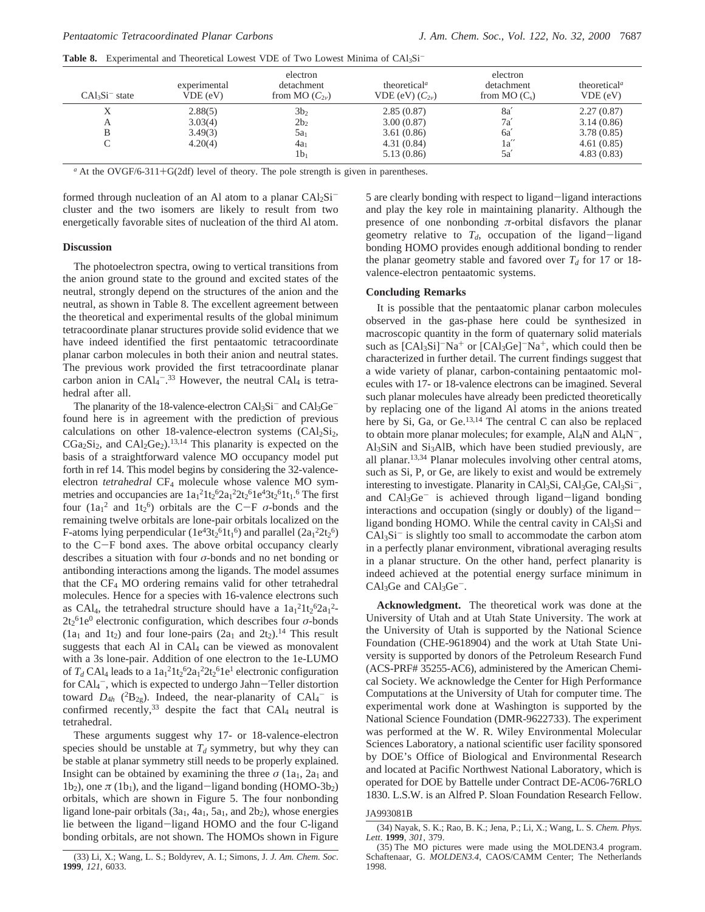**Table 8.** Experimental and Theoretical Lowest VDE of Two Lowest Minima of $CAl_3Si^-$

| $CAl_3Si^-$ state | experimental VDE (eV) | electron detachment from MO ($C_{2v}$) | theoretical[a] VDE (eV) ($C_{2v}$) | electron detachment from MO ($C_s$) | theoretical[a] VDE (eV) |
|---|---|---|---|---|---|
| X | 2.88(5) | $3b_2$ | 2.85 (0.87) | $8a'$ | 2.27 (0.87) |
| A | 3.03(4) | $2b_2$ | 3.00 (0.87) | $7a'$ | 3.14 (0.86) |
| B | 3.49(3) | $5a_1$ | 3.61 (0.86) | $6a'$ | 3.78 (0.85) |
| C | 4.20(4) | $4a_1$ | 4.31 (0.84) | $1a''$ | 4.61 (0.85) |
| | | $1b_1$ | 5.13 (0.86) | $5a'$ | 4.83 (0.83) |

[a] At the OVGF/6-311+G(2df) level of theory. The pole strength is given in parentheses.

formed through nucleation of an Al atom to a planar $CAl_2Si^-$ cluster and the two isomers are likely to result from two energetically favorable sites of nucleation of the third Al atom.

## Discussion

The photoelectron spectra, owing to vertical transitions from the anion ground state to the ground and excited states of the neutral, strongly depend on the structures of the anion and the neutral, as shown in Table 8. The excellent agreement between the theoretical and experimental results of the global minimum tetracoordinate planar structures provide solid evidence that we have indeed identified the first pentaatomic tetracoordinate planar carbon molecules in both their anion and neutral states. The previous work provided the first tetracoordinate planar carbon anion in $CAl_4^-$.[33] However, the neutral $CAl_4$ is tetrahedral after all.

The planarity of the 18-valence-electron $CAl_3Si^-$ and $CAl_3Ge^-$ found here is in agreement with the prediction of previous calculations on other 18-valence-electron systems ($CAl_2Si_2$, $CGa_2Si_2$, and $CAl_2Ge_2$).[13,14] This planarity is expected on the basis of a straightforward valence MO occupancy model put forth in ref 14. This model begins by considering the 32-valence-electron *tetrahedral* $CF_4$ molecule whose valence MO symmetries and occupancies are $1a_1^2 1t_2^6 2a_1^2 2t_2^6 1e^4 3t_2^6 1t_1$.[6] The first four ($1a_1^2$ and $1t_2^6$) orbitals are the C−F σ-bonds and the remaining twelve orbitals are lone-pair orbitals localized on the F-atoms lying perpendicular ($1e^4 3t_2^6 1t_1^6$) and parallel ($2a_1^2 2t_2^6$) to the C−F bond axes. The above orbital occupancy clearly describes a situation with four σ-bonds and no net bonding or antibonding interactions among the ligands. The model assumes that the $CF_4$ MO ordering remains valid for other tetrahedral molecules. Hence for a species with 16-valence electrons such as $CAl_4$, the tetrahedral structure should have a $1a_1^2 1t_2^6 2a_1^2 2t_2^6 1e^0$ electronic configuration, which describes four σ-bonds ($1a_1$ and $1t_2$) and four lone-pairs ($2a_1$ and $2t_2$).[14] This result suggests that each Al in $CAl_4$ can be viewed as monovalent with a 3s lone-pair. Addition of one electron to the 1e-LUMO of $T_d$ $CAl_4$ leads to a $1a_1^2 1t_2^6 2a_1^2 2t_2^6 1e^1$ electronic configuration for $CAl_4^-$, which is expected to undergo Jahn−Teller distortion toward $D_{4h}$ ($^2B_{2g}$). Indeed, the near-planarity of $CAl_4^-$ is confirmed recently,[33] despite the fact that $CAl_4$ neutral is tetrahedral.

These arguments suggest why 17- or 18-valence-electron species should be unstable at $T_d$ symmetry, but why they can be stable at planar symmetry still needs to be properly explained. Insight can be obtained by examining the three σ ($1a_1$, $2a_1$ and $1b_2$), one π ($1b_1$), and the ligand−ligand bonding (HOMO-$3b_2$) orbitals, which are shown in Figure 5. The four nonbonding ligand lone-pair orbitals ($3a_1$, $4a_1$, $5a_1$, and $2b_2$), whose energies lie between the ligand−ligand HOMO and the four C-ligand bonding orbitals, are not shown. The HOMOs shown in Figure 5 are clearly bonding with respect to ligand−ligand interactions and play the key role in maintaining planarity. Although the presence of one nonbonding π-orbital disfavors the planar geometry relative to $T_d$, occupation of the ligand−ligand bonding HOMO provides enough additional bonding to render the planar geometry stable and favored over $T_d$ for 17 or 18-valence-electron pentaatomic systems.

## Concluding Remarks

It is possible that the pentaatomic planar carbon molecules observed in the gas-phase here could be synthesized in macroscopic quantity in the form of quaternary solid materials such as $[CAl_3Si]^-Na^+$ or $[CAl_3Ge]^-Na^+$, which could then be characterized in further detail. The current findings suggest that a wide variety of planar, carbon-containing pentaatomic molecules with 17- or 18-valence electrons can be imagined. Several such planar molecules have already been predicted theoretically by replacing one of the ligand Al atoms in the anions treated here by Si, Ga, or Ge.[13,14] The central C can also be replaced to obtain more planar molecules; for example, $Al_4N$ and $Al_4N^-$, $Al_3SiN$ and $Si_3AlB$, which have been studied previously, are all planar.[13,34] Planar molecules involving other central atoms, such as Si, P, or Ge, are likely to exist and would be extremely interesting to investigate. Planarity in $CAl_3Si$, $CAl_3Ge$, $CAl_3Si^-$, and $CAl_3Ge^-$ is achieved through ligand−ligand bonding interactions and occupation (singly or doubly) of the ligand−ligand bonding HOMO. While the central cavity in $CAl_3Si$ and $CAl_3Si^-$ is slightly too small to accommodate the carbon atom in a perfectly planar environment, vibrational averaging results in a planar structure. On the other hand, perfect planarity is indeed achieved at the potential energy surface minimum in $CAl_3Ge$ and $CAl_3Ge^-$.

**Acknowledgment.** The theoretical work was done at the University of Utah and at Utah State University. The work at the University of Utah is supported by the National Science Foundation (CHE-9618904) and the work at Utah State University is supported by donors of the Petroleum Research Fund (ACS-PRF# 35255-AC6), administered by the American Chemical Society. We acknowledge the Center for High Performance Computations at the University of Utah for computer time. The experimental work done at Washington is supported by the National Science Foundation (DMR-9622733). The experiment was performed at the W. R. Wiley Environmental Molecular Sciences Laboratory, a national scientific user facility sponsored by DOE's Office of Biological and Environmental Research and located at Pacific Northwest National Laboratory, which is operated for DOE by Battelle under Contract DE-AC06-76RLO 1830. L.S.W. is an Alfred P. Sloan Foundation Research Fellow.

JA993081B

(33) Li, X.; Wang, L. S.; Boldyrev, A. I.; Simons, J. *J. Am. Chem. Soc.* **1999**, *121*, 6033.

(34) Nayak, S. K.; Rao, B. K.; Jena, P.; Li, X.; Wang, L. S. *Chem. Phys. Lett.* **1999**, *301*, 379.

(35) The MO pictures were made using the MOLDEN3.4 program. Schaftenaar, G. *MOLDEN3.4*, CAOS/CAMM Center; The Netherlands 1998.